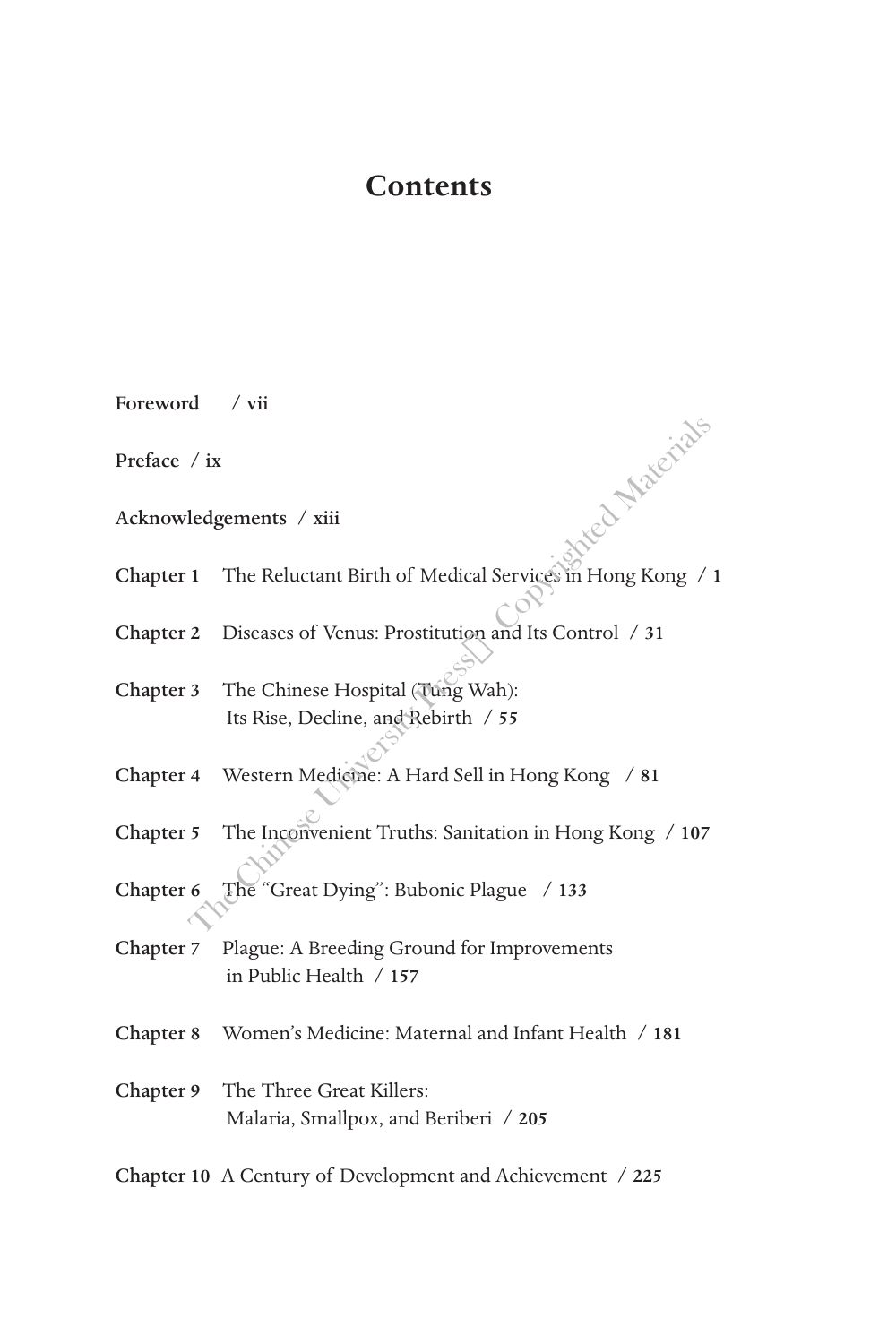# Contents

**Foreword** / **vii**

**Preface** / **ix**

**Acknowledgements** / **xiii**

**Chapter 1** The Reluctant Birth of Medical Services in Hong Kong / **1**

**Chapter 2** Diseases of Venus: Prostitution and Its Control / **31**

**Chapter 3** The Chinese Hospital (Tung Wah): Its Rise, Decline, and Rebirth / **55**

**Chapter 4** Western Medicine: A Hard Sell in Hong Kong / **81**

**Chapter 5** The Inconvenient Truths: Sanitation in Hong Kong / **107**

**Chapter 6** The "Great Dying": Bubonic Plague / **133**

**Chapter 7** Plague: A Breeding Ground for Improvements in Public Health / **157**

**Chapter 8** Women's Medicine: Maternal and Infant Health / **181**

**Chapter 9** The Three Great Killers: Malaria, Smallpox, and Beriberi / **205**

**Chapter 10** A Century of Development and Achievement / **225**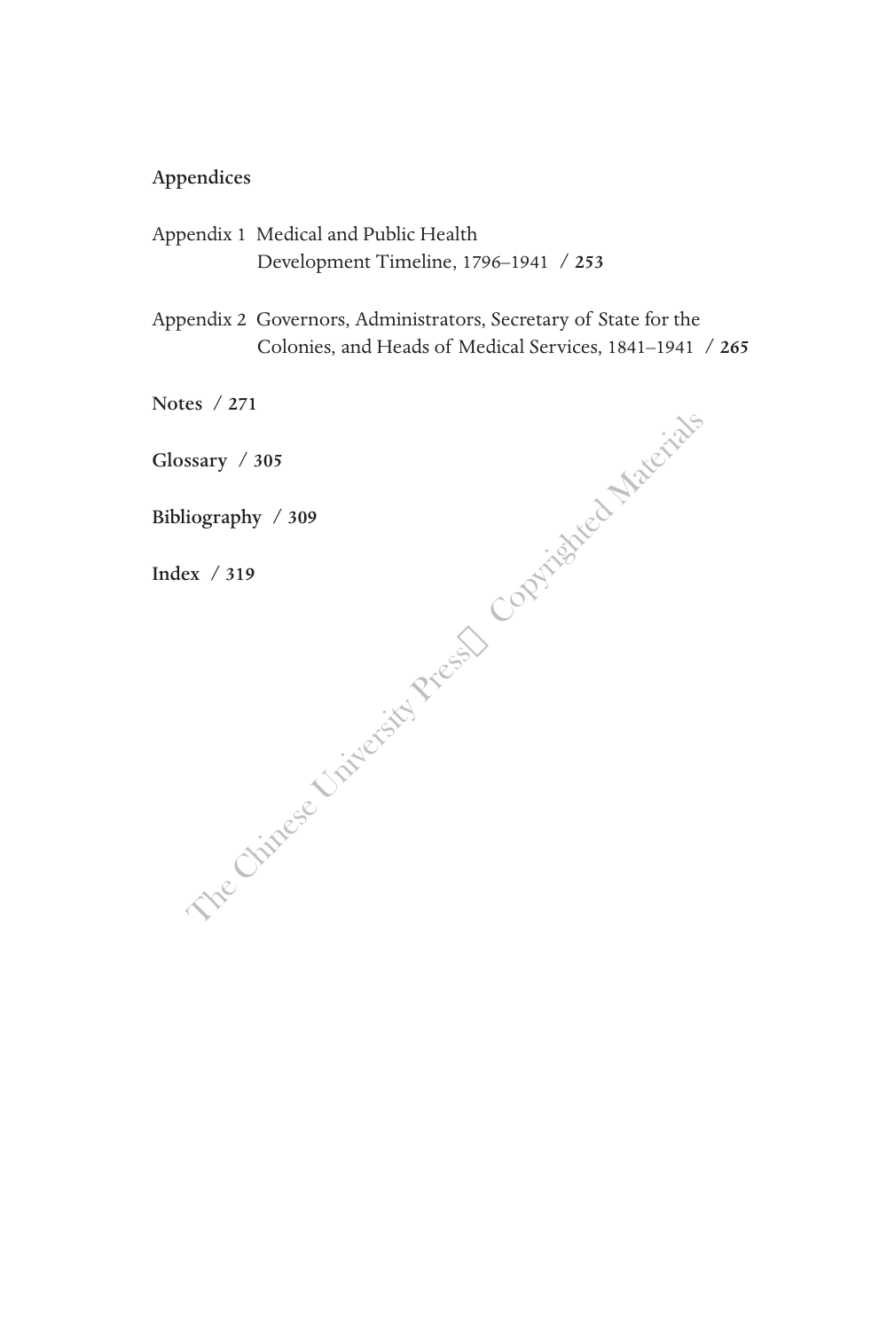**Appendices**

Appendix 1 Medical and Public Health Development Timeline, 1796–1941 / **253**

Appendix 2 Governors, Administrators, Secretary of State for the Colonies, and Heads of Medical Services, 1841–1941 / **265**

**Notes / 271**

**Glossary / 305**

**Bibliography / 309**

**Index / 319**